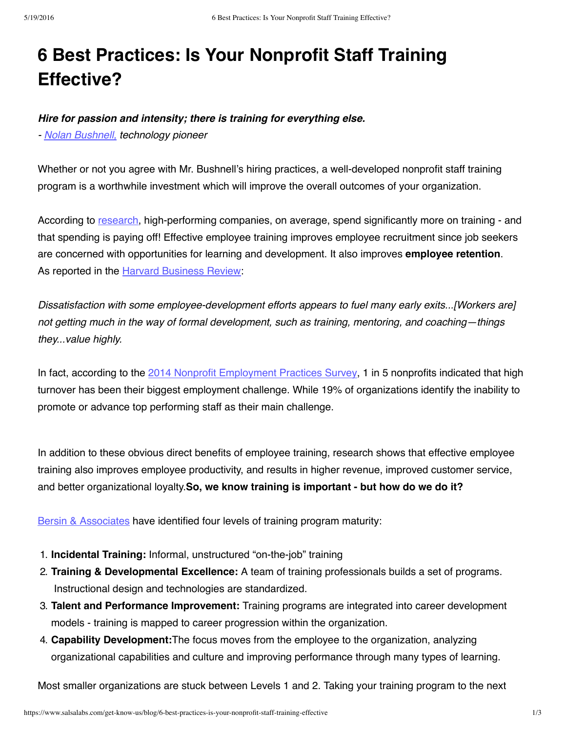# 6 Best Practices: Is Your Nonprofit Staff Training Effective?

***Hire for passion and intensity; there is training for everything else.***
*- Nolan Bushnell, technology pioneer*

Whether or not you agree with Mr. Bushnell's hiring practices, a well-developed nonprofit staff training program is a worthwhile investment which will improve the overall outcomes of your organization.

According to research, high-performing companies, on average, spend significantly more on training - and that spending is paying off! Effective employee training improves employee recruitment since job seekers are concerned with opportunities for learning and development. It also improves **employee retention**. As reported in the Harvard Business Review:

*Dissatisfaction with some employee-development efforts appears to fuel many early exits...[Workers are] not getting much in the way of formal development, such as training, mentoring, and coaching—things they...value highly.*

In fact, according to the 2014 Nonprofit Employment Practices Survey, 1 in 5 nonprofits indicated that high turnover has been their biggest employment challenge. While 19% of organizations identify the inability to promote or advance top performing staff as their main challenge.

In addition to these obvious direct benefits of employee training, research shows that effective employee training also improves employee productivity, and results in higher revenue, improved customer service, and better organizational loyalty.**So, we know training is important - but how do we do it?**

Bersin & Associates have identified four levels of training program maturity:

1. **Incidental Training:** Informal, unstructured "on-the-job" training
2. **Training & Developmental Excellence:** A team of training professionals builds a set of programs. Instructional design and technologies are standardized.
3. **Talent and Performance Improvement:** Training programs are integrated into career development models - training is mapped to career progression within the organization.
4. **Capability Development:**The focus moves from the employee to the organization, analyzing organizational capabilities and culture and improving performance through many types of learning.

Most smaller organizations are stuck between Levels 1 and 2. Taking your training program to the next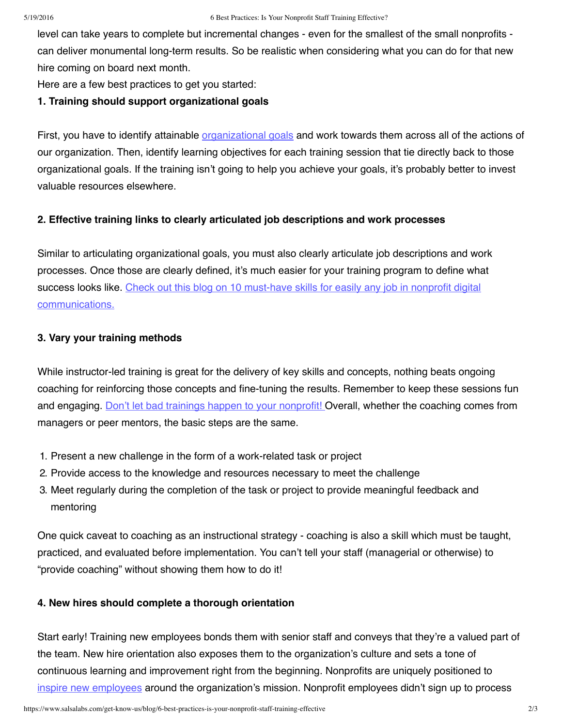level can take years to complete but incremental changes - even for the smallest of the small nonprofits - can deliver monumental long-term results. So be realistic when considering what you can do for that new hire coming on board next month.

Here are a few best practices to get you started:

**1. Training should support organizational goals**

First, you have to identify attainable organizational goals and work towards them across all of the actions of our organization. Then, identify learning objectives for each training session that tie directly back to those organizational goals. If the training isn't going to help you achieve your goals, it's probably better to invest valuable resources elsewhere.

**2. Effective training links to clearly articulated job descriptions and work processes**

Similar to articulating organizational goals, you must also clearly articulate job descriptions and work processes. Once those are clearly defined, it's much easier for your training program to define what success looks like. Check out this blog on 10 must-have skills for easily any job in nonprofit digital communications.

**3. Vary your training methods**

While instructor-led training is great for the delivery of key skills and concepts, nothing beats ongoing coaching for reinforcing those concepts and fine-tuning the results. Remember to keep these sessions fun and engaging. Don't let bad trainings happen to your nonprofit! Overall, whether the coaching comes from managers or peer mentors, the basic steps are the same.

1. Present a new challenge in the form of a work-related task or project
2. Provide access to the knowledge and resources necessary to meet the challenge
3. Meet regularly during the completion of the task or project to provide meaningful feedback and mentoring

One quick caveat to coaching as an instructional strategy - coaching is also a skill which must be taught, practiced, and evaluated before implementation. You can't tell your staff (managerial or otherwise) to "provide coaching" without showing them how to do it!

**4. New hires should complete a thorough orientation**

Start early! Training new employees bonds them with senior staff and conveys that they're a valued part of the team. New hire orientation also exposes them to the organization's culture and sets a tone of continuous learning and improvement right from the beginning. Nonprofits are uniquely positioned to inspire new employees around the organization's mission. Nonprofit employees didn't sign up to process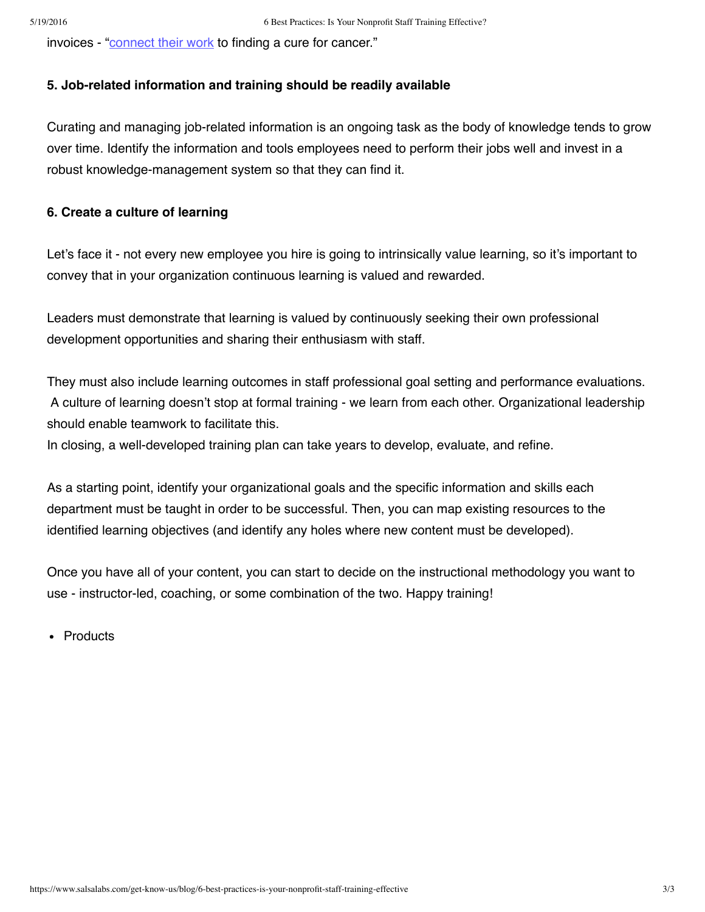invoices - "connect their work to finding a cure for cancer."

**5. Job-related information and training should be readily available**

Curating and managing job-related information is an ongoing task as the body of knowledge tends to grow over time. Identify the information and tools employees need to perform their jobs well and invest in a robust knowledge-management system so that they can find it.

**6. Create a culture of learning**

Let's face it - not every new employee you hire is going to intrinsically value learning, so it's important to convey that in your organization continuous learning is valued and rewarded.

Leaders must demonstrate that learning is valued by continuously seeking their own professional development opportunities and sharing their enthusiasm with staff.

They must also include learning outcomes in staff professional goal setting and performance evaluations. A culture of learning doesn't stop at formal training - we learn from each other. Organizational leadership should enable teamwork to facilitate this.
In closing, a well-developed training plan can take years to develop, evaluate, and refine.

As a starting point, identify your organizational goals and the specific information and skills each department must be taught in order to be successful. Then, you can map existing resources to the identified learning objectives (and identify any holes where new content must be developed).

Once you have all of your content, you can start to decide on the instructional methodology you want to use - instructor-led, coaching, or some combination of the two. Happy training!

- Products